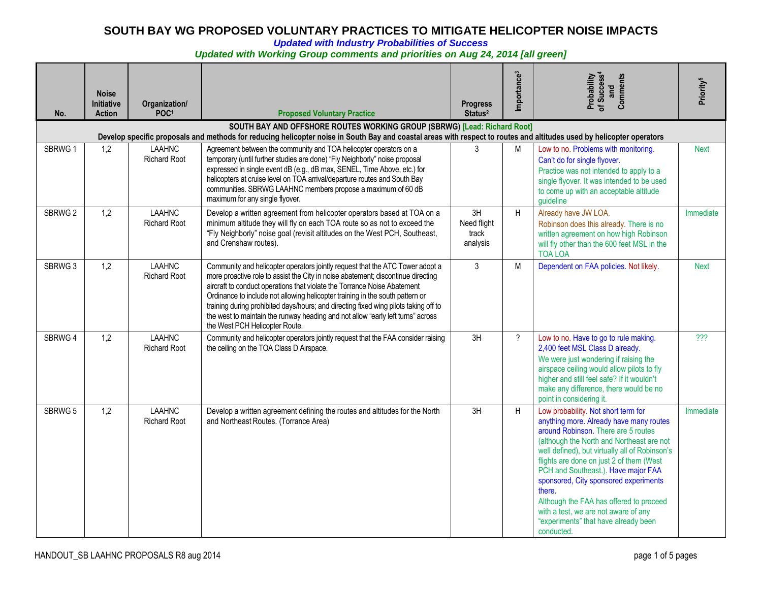# SOUTH BAY WG PROPOSED VOLUNTARY PRACTICES TO MITIGATE HELICOPTER NOISE IMPACTS

***Updated with Industry Probabilities of Success***

***Updated with Working Group comments and priorities on Aug 24, 2014 [all green]***

| No. | Noise Initiative Action | Organization/ POC[1] | Proposed Voluntary Practice | Progress Status[2] | Importance[3] | Probability of Success[4] and Comments | Priority[5] |
|---|---|---|---|---|---|---|---|
| **SOUTH BAY AND OFFSHORE ROUTES WORKING GROUP (SBRWG) [Lead: Richard Root]** Develop specific proposals and methods for reducing helicopter noise in South Bay and coastal areas with respect to routes and altitudes used by helicopter operators | | | | | | | |
| SBRWG 1 | 1,2 | LAAHNC Richard Root | Agreement between the community and TOA helicopter operators on a temporary (until further studies are done) "Fly Neighborly" noise proposal expressed in single event dB (e.g., dB max, SENEL, Time Above, etc.) for helicopters at cruise level on TOA arrival/departure routes and South Bay communities. SBRWG LAAHNC members propose a maximum of 60 dB maximum for any single flyover. | 3 | M | Low to no. Problems with monitoring. Can't do for single flyover. Practice was not intended to apply to a single flyover. It was intended to be used to come up with an acceptable altitude guideline | Next |
| SBRWG 2 | 1,2 | LAAHNC Richard Root | Develop a written agreement from helicopter operators based at TOA on a minimum altitude they will fly on each TOA route so as not to exceed the "Fly Neighborly" noise goal (revisit altitudes on the West PCH, Southeast, and Crenshaw routes). | 3H Need flight track analysis | H | Already have JW LOA. Robinson does this already. There is no written agreement on how high Robinson will fly other than the 600 feet MSL in the TOA LOA | Immediate |
| SBRWG 3 | 1,2 | LAAHNC Richard Root | Community and helicopter operators jointly request that the ATC Tower adopt a more proactive role to assist the City in noise abatement; discontinue directing aircraft to conduct operations that violate the Torrance Noise Abatement Ordinance to include not allowing helicopter training in the south pattern or training during prohibited days/hours; and directing fixed wing pilots taking off to the west to maintain the runway heading and not allow "early left turns" across the West PCH Helicopter Route. | 3 | M | Dependent on FAA policies. Not likely. | Next |
| SBRWG 4 | 1,2 | LAAHNC Richard Root | Community and helicopter operators jointly request that the FAA consider raising the ceiling on the TOA Class D Airspace. | 3H | ? | Low to no. Have to go to rule making. 2,400 feet MSL Class D already. We were just wondering if raising the airspace ceiling would allow pilots to fly higher and still feel safe? If it wouldn't make any difference, there would be no point in considering it. | ??? |
| SBRWG 5 | 1,2 | LAAHNC Richard Root | Develop a written agreement defining the routes and altitudes for the North and Northeast Routes. (Torrance Area) | 3H | H | Low probability. Not short term for anything more. Already have many routes around Robinson. There are 5 routes (although the North and Northeast are not well defined), but virtually all of Robinson's flights are done on just 2 of them (West PCH and Southeast.). Have major FAA sponsored, City sponsored experiments there. Although the FAA has offered to proceed with a test, we are not aware of any "experiments" that have already been conducted. | Immediate |

HANDOUT_SB LAAHNC PROPOSALS R8 aug 2014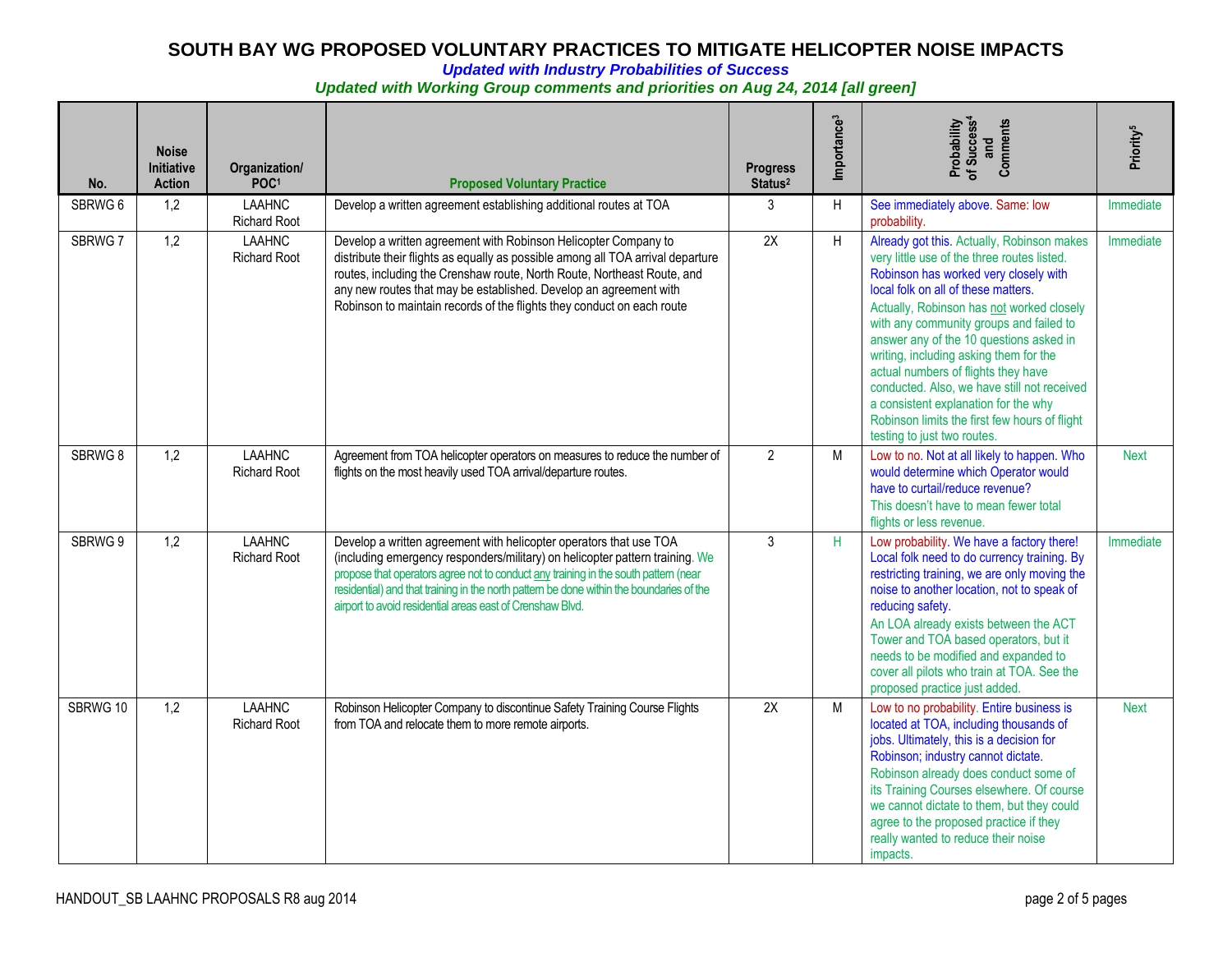# SOUTH BAY WG PROPOSED VOLUNTARY PRACTICES TO MITIGATE HELICOPTER NOISE IMPACTS

***Updated with Industry Probabilities of Success***

***Updated with Working Group comments and priorities on Aug 24, 2014 [all green]***

| No. | Noise Initiative Action | Organization/ POC[1] | Proposed Voluntary Practice | Progress Status[2] | Importance[3] | Probability of Success[4] and Comments | Priority[5] |
|---|---|---|---|---|---|---|---|
| SBRWG 6 | 1,2 | LAAHNC Richard Root | Develop a written agreement establishing additional routes at TOA | 3 | H | See immediately above. Same: low probability. | Immediate |
| SBRWG 7 | 1,2 | LAAHNC Richard Root | Develop a written agreement with Robinson Helicopter Company to distribute their flights as equally as possible among all TOA arrival departure routes, including the Crenshaw route, North Route, Northeast Route, and any new routes that may be established. Develop an agreement with Robinson to maintain records of the flights they conduct on each route | 2X | H | Already got this. Actually, Robinson makes very little use of the three routes listed. Robinson has worked very closely with local folk on all of these matters. Actually, Robinson has not worked closely with any community groups and failed to answer any of the 10 questions asked in writing, including asking them for the actual numbers of flights they have conducted. Also, we have still not received a consistent explanation for the why Robinson limits the first few hours of flight testing to just two routes. | Immediate |
| SBRWG 8 | 1,2 | LAAHNC Richard Root | Agreement from TOA helicopter operators on measures to reduce the number of flights on the most heavily used TOA arrival/departure routes. | 2 | M | Low to no. Not at all likely to happen. Who would determine which Operator would have to curtail/reduce revenue? This doesn't have to mean fewer total flights or less revenue. | Next |
| SBRWG 9 | 1,2 | LAAHNC Richard Root | Develop a written agreement with helicopter operators that use TOA (including emergency responders/military) on helicopter pattern training. We propose that operators agree not to conduct any training in the south pattern (near residential) and that training in the north pattern be done within the boundaries of the airport to avoid residential areas east of Crenshaw Blvd. | 3 | H | Low probability. We have a factory there! Local folk need to do currency training. By restricting training, we are only moving the noise to another location, not to speak of reducing safety. An LOA already exists between the ACT Tower and TOA based operators, but it needs to be modified and expanded to cover all pilots who train at TOA. See the proposed practice just added. | Immediate |
| SBRWG 10 | 1,2 | LAAHNC Richard Root | Robinson Helicopter Company to discontinue Safety Training Course Flights from TOA and relocate them to more remote airports. | 2X | M | Low to no probability. Entire business is located at TOA, including thousands of jobs. Ultimately, this is a decision for Robinson; industry cannot dictate. Robinson already does conduct some of its Training Courses elsewhere. Of course we cannot dictate to them, but they could agree to the proposed practice if they really wanted to reduce their noise impacts. | Next |

HANDOUT_SB LAAHNC PROPOSALS R8 aug 2014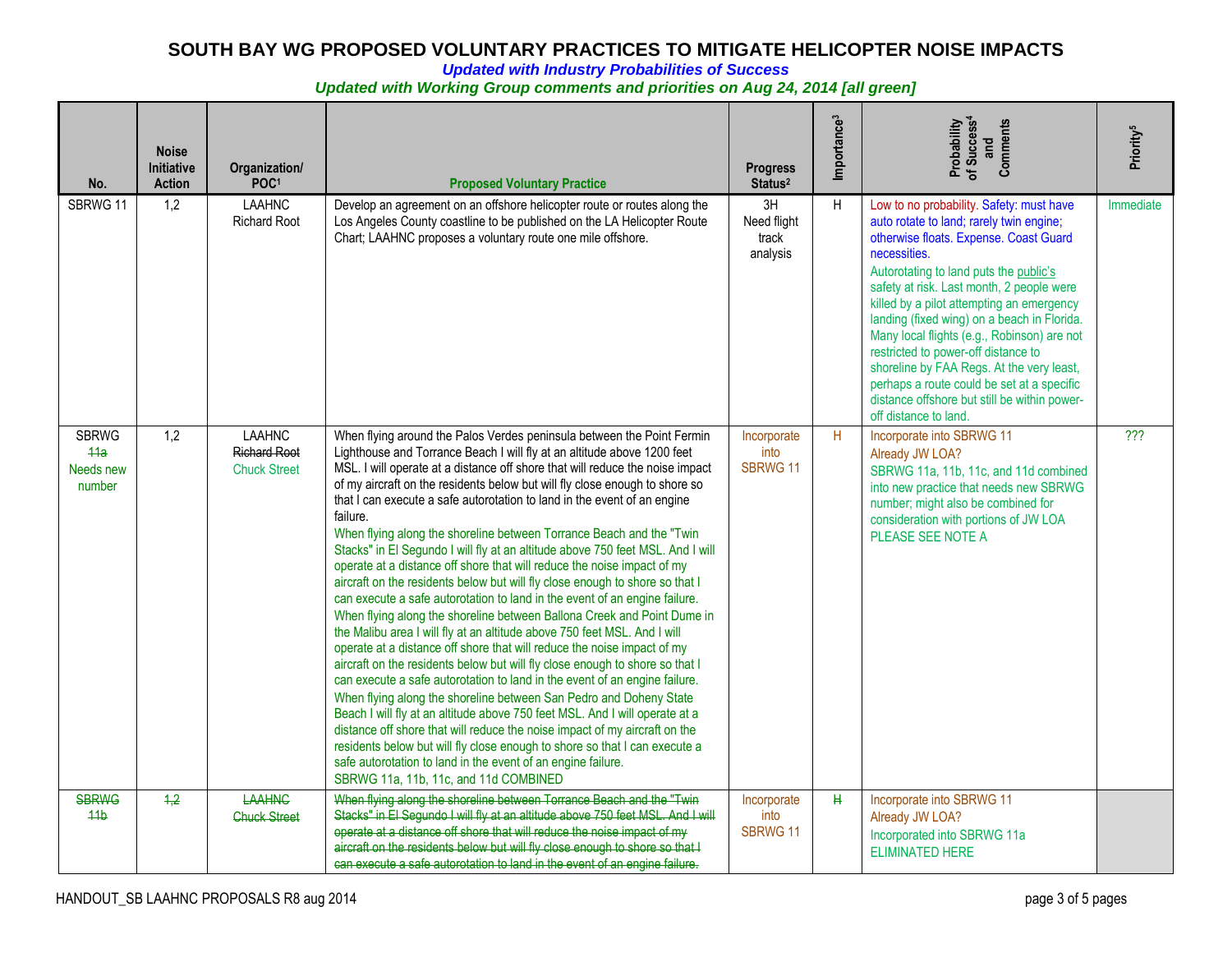# SOUTH BAY WG PROPOSED VOLUNTARY PRACTICES TO MITIGATE HELICOPTER NOISE IMPACTS

***Updated with Industry Probabilities of Success***

***Updated with Working Group comments and priorities on Aug 24, 2014 [all green]***

| No. | Noise Initiative Action | Organization/ POC[1] | Proposed Voluntary Practice | Progress Status[2] | Importance[3] | Probability of Success[4] and Comments | Priority[5] |
|---|---|---|---|---|---|---|---|
| SBRWG 11 | 1,2 | LAAHNC Richard Root | Develop an agreement on an offshore helicopter route or routes along the Los Angeles County coastline to be published on the LA Helicopter Route Chart; LAAHNC proposes a voluntary route one mile offshore. | 3H Need flight track analysis | H | Low to no probability. Safety: must have auto rotate to land; rarely twin engine; otherwise floats. Expense. Coast Guard necessities. Autorotating to land puts the public's safety at risk. Last month, 2 people were killed by a pilot attempting an emergency landing (fixed wing) on a beach in Florida. Many local flights (e.g., Robinson) are not restricted to power-off distance to shoreline by FAA Regs. At the very least, perhaps a route could be set at a specific distance offshore but still be within power-off distance to land. | Immediate |
| SBRWG ~~11a~~ Needs new number | 1,2 | LAAHNC ~~Richard Root~~ Chuck Street | When flying around the Palos Verdes peninsula between the Point Fermin Lighthouse and Torrance Beach I will fly at an altitude above 1200 feet MSL. I will operate at a distance off shore that will reduce the noise impact of my aircraft on the residents below but will fly close enough to shore so that I can execute a safe autorotation to land in the event of an engine failure. When flying along the shoreline between Torrance Beach and the "Twin Stacks" in El Segundo I will fly at an altitude above 750 feet MSL. And I will operate at a distance off shore that will reduce the noise impact of my aircraft on the residents below but will fly close enough to shore so that I can execute a safe autorotation to land in the event of an engine failure. When flying along the shoreline between Ballona Creek and Point Dume in the Malibu area I will fly at an altitude above 750 feet MSL. And I will operate at a distance off shore that will reduce the noise impact of my aircraft on the residents below but will fly close enough to shore so that I can execute a safe autorotation to land in the event of an engine failure. When flying along the shoreline between San Pedro and Doheny State Beach I will fly at an altitude above 750 feet MSL. And I will operate at a distance off shore that will reduce the noise impact of my aircraft on the residents below but will fly close enough to shore so that I can execute a safe autorotation to land in the event of an engine failure. SBRWG 11a, 11b, 11c, and 11d COMBINED | Incorporate into SBRWG 11 | H | Incorporate into SBRWG 11 Already JW LOA? SBRWG 11a, 11b, 11c, and 11d combined into new practice that needs new SBRWG number; might also be combined for consideration with portions of JW LOA PLEASE SEE NOTE A | ??? |
| ~~SBRWG 11b~~ | ~~1,2~~ | ~~LAAHNC Chuck Street~~ | ~~When flying along the shoreline between Torrance Beach and the "Twin Stacks" in El Segundo I will fly at an altitude above 750 feet MSL. And I will operate at a distance off shore that will reduce the noise impact of my aircraft on the residents below but will fly close enough to shore so that I can execute a safe autorotation to land in the event of an engine failure.~~ | Incorporate into SBRWG 11 | ~~H~~ | Incorporate into SBRWG 11 Already JW LOA? Incorporated into SBRWG 11a ELIMINATED HERE | |

HANDOUT_SB LAAHNC PROPOSALS R8 aug 2014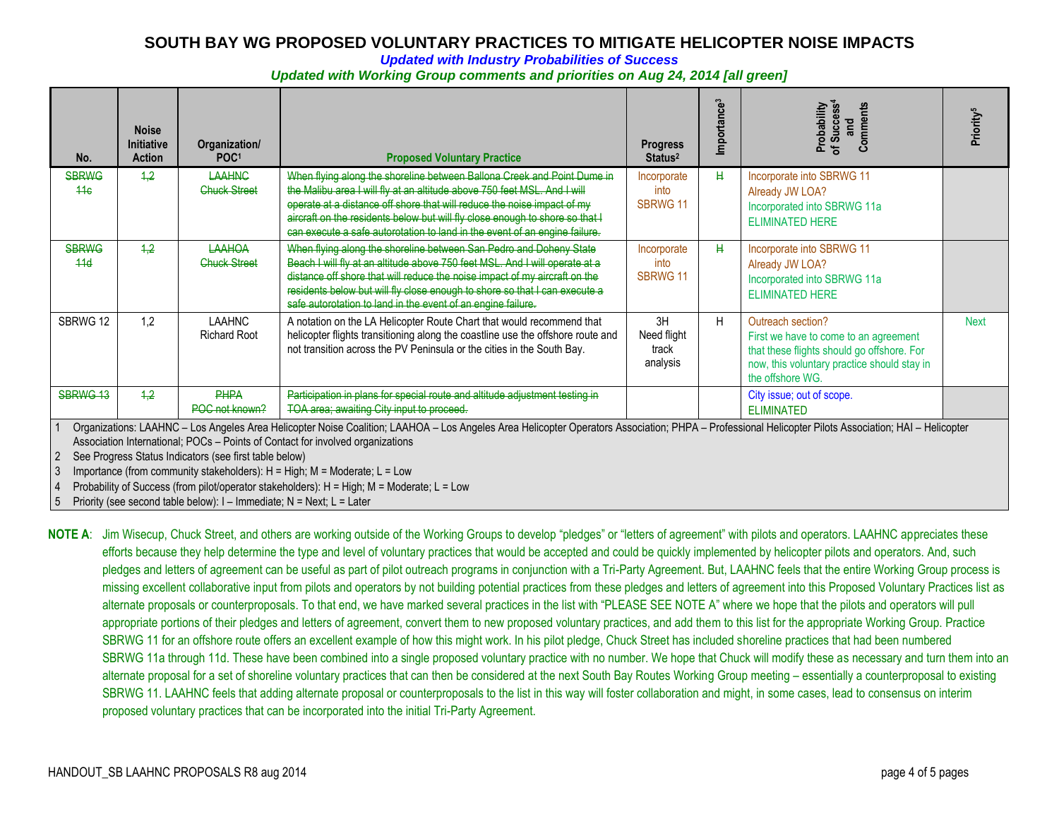# SOUTH BAY WG PROPOSED VOLUNTARY PRACTICES TO MITIGATE HELICOPTER NOISE IMPACTS

***Updated with Industry Probabilities of Success***

***Updated with Working Group comments and priorities on Aug 24, 2014 [all green]***

| No. | Noise Initiative Action | Organization/ POC[1] | Proposed Voluntary Practice | Progress Status[2] | Importance[3] | Probability of Success[4] and Comments | Priority[5] |
|---|---|---|---|---|---|---|---|
| ~~SBRWG 11c~~ | ~~1,2~~ | ~~LAAHNC Chuck Street~~ | ~~When flying along the shoreline between Ballona Creek and Point Dume in the Malibu area I will fly at an altitude above 750 feet MSL. And I will operate at a distance off shore that will reduce the noise impact of my aircraft on the residents below but will fly close enough to shore so that I can execute a safe autorotation to land in the event of an engine failure.~~ | Incorporate into SBRWG 11 | ~~H~~ | Incorporate into SBRWG 11<br>Already JW LOA?<br>Incorporated into SBRWG 11a<br>ELIMINATED HERE | |
| ~~SBRWG 11d~~ | ~~1,2~~ | ~~LAAHOA Chuck Street~~ | ~~When flying along the shoreline between San Pedro and Doheny State Beach I will fly at an altitude above 750 feet MSL. And I will operate at a distance off shore that will reduce the noise impact of my aircraft on the residents below but will fly close enough to shore so that I can execute a safe autorotation to land in the event of an engine failure.~~ | Incorporate into SBRWG 11 | ~~H~~ | Incorporate into SBRWG 11<br>Already JW LOA?<br>Incorporated into SBRWG 11a<br>ELIMINATED HERE | |
| SBRWG 12 | 1,2 | LAAHNC Richard Root | A notation on the LA Helicopter Route Chart that would recommend that helicopter flights transitioning along the coastline use the offshore route and not transition across the PV Peninsula or the cities in the South Bay. | 3H Need flight track analysis | H | Outreach section?<br>First we have to come to an agreement that these flights should go offshore. For now, this voluntary practice should stay in the offshore WG. | Next |
| ~~SBRWG 13~~ | ~~1,2~~ | ~~PHPA POC not known?~~ | ~~Participation in plans for special route and altitude adjustment testing in TOA area; awaiting City input to proceed.~~ | | | City issue; out of scope.<br>ELIMINATED | |

1 Organizations: LAAHNC – Los Angeles Area Helicopter Noise Coalition; LAAHOA – Los Angeles Area Helicopter Operators Association; PHPA – Professional Helicopter Pilots Association; HAI – Helicopter Association International; POCs – Points of Contact for involved organizations

2 See Progress Status Indicators (see first table below)

3 Importance (from community stakeholders): H = High; M = Moderate; L = Low

4 Probability of Success (from pilot/operator stakeholders): H = High; M = Moderate; L = Low

5 Priority (see second table below): I – Immediate; N = Next; L = Later

**NOTE A**: Jim Wisecup, Chuck Street, and others are working outside of the Working Groups to develop "pledges" or "letters of agreement" with pilots and operators. LAAHNC appreciates these efforts because they help determine the type and level of voluntary practices that would be accepted and could be quickly implemented by helicopter pilots and operators. And, such pledges and letters of agreement can be useful as part of pilot outreach programs in conjunction with a Tri-Party Agreement. But, LAAHNC feels that the entire Working Group process is missing excellent collaborative input from pilots and operators by not building potential practices from these pledges and letters of agreement into this Proposed Voluntary Practices list as alternate proposals or counterproposals. To that end, we have marked several practices in the list with "PLEASE SEE NOTE A" where we hope that the pilots and operators will pull appropriate portions of their pledges and letters of agreement, convert them to new proposed voluntary practices, and add them to this list for the appropriate Working Group. Practice SBRWG 11 for an offshore route offers an excellent example of how this might work. In his pilot pledge, Chuck Street has included shoreline practices that had been numbered SBRWG 11a through 11d. These have been combined into a single proposed voluntary practice with no number. We hope that Chuck will modify these as necessary and turn them into an alternate proposal for a set of shoreline voluntary practices that can then be considered at the next South Bay Routes Working Group meeting – essentially a counterproposal to existing SBRWG 11. LAAHNC feels that adding alternate proposal or counterproposals to the list in this way will foster collaboration and might, in some cases, lead to consensus on interim proposed voluntary practices that can be incorporated into the initial Tri-Party Agreement.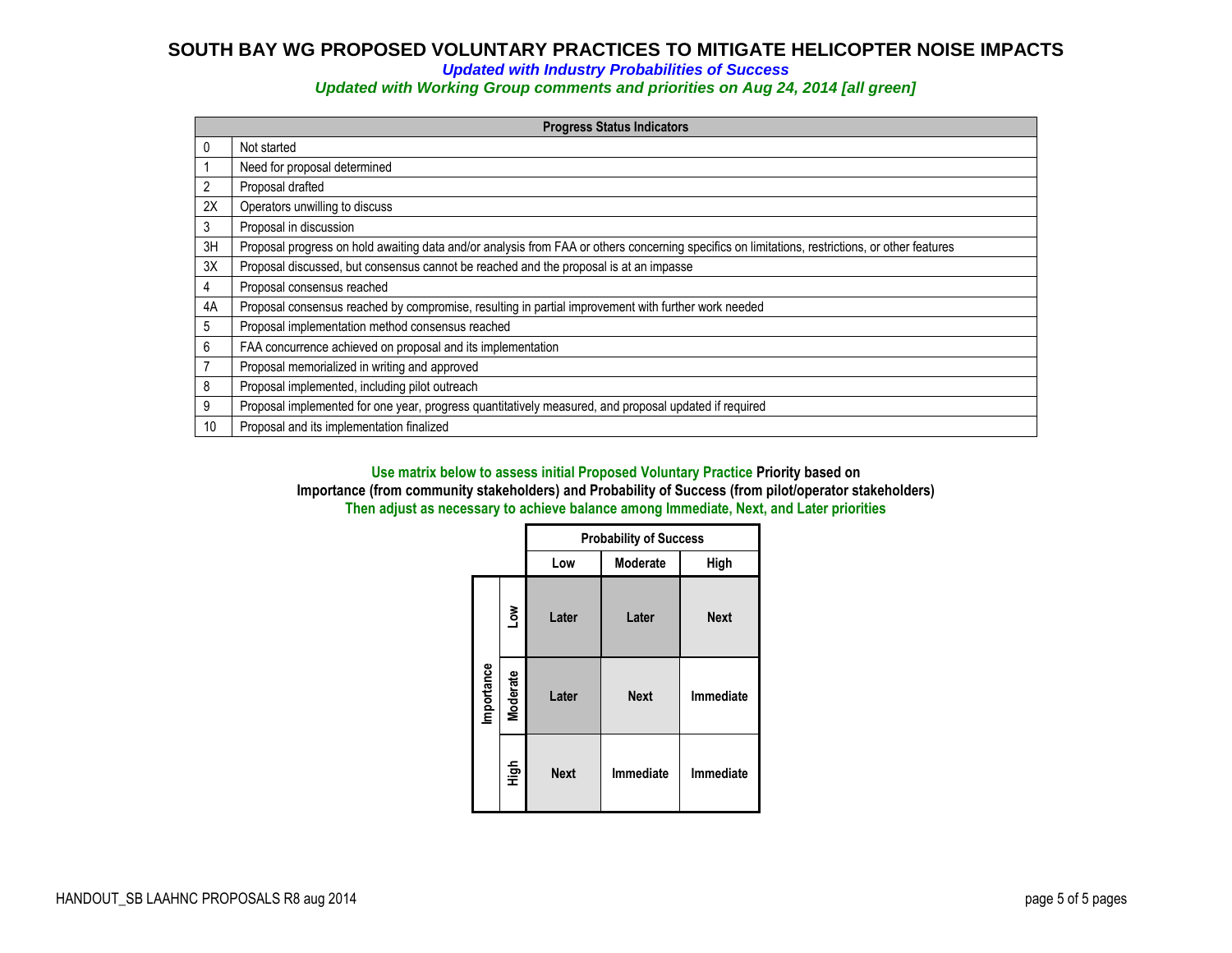# SOUTH BAY WG PROPOSED VOLUNTARY PRACTICES TO MITIGATE HELICOPTER NOISE IMPACTS

***Updated with Industry Probabilities of Success***

***Updated with Working Group comments and priorities on Aug 24, 2014 [all green]***

| Progress Status Indicators | |
|---|---|
| 0 | Not started |
| 1 | Need for proposal determined |
| 2 | Proposal drafted |
| 2X | Operators unwilling to discuss |
| 3 | Proposal in discussion |
| 3H | Proposal progress on hold awaiting data and/or analysis from FAA or others concerning specifics on limitations, restrictions, or other features |
| 3X | Proposal discussed, but consensus cannot be reached and the proposal is at an impasse |
| 4 | Proposal consensus reached |
| 4A | Proposal consensus reached by compromise, resulting in partial improvement with further work needed |
| 5 | Proposal implementation method consensus reached |
| 6 | FAA concurrence achieved on proposal and its implementation |
| 7 | Proposal memorialized in writing and approved |
| 8 | Proposal implemented, including pilot outreach |
| 9 | Proposal implemented for one year, progress quantitatively measured, and proposal updated if required |
| 10 | Proposal and its implementation finalized |

**Use matrix below to assess initial Proposed Voluntary Practice Priority based on Importance (from community stakeholders) and Probability of Success (from pilot/operator stakeholders) Then adjust as necessary to achieve balance among Immediate, Next, and Later priorities**

| | | Probability of Success | | |
|---|---|---|---|---|
| | | Low | Moderate | High |
| Importance | Low | Later | Later | Next |
| | Moderate | Later | Next | Immediate |
| | High | Next | Immediate | Immediate |

HANDOUT_SB LAAHNC PROPOSALS R8 aug 2014